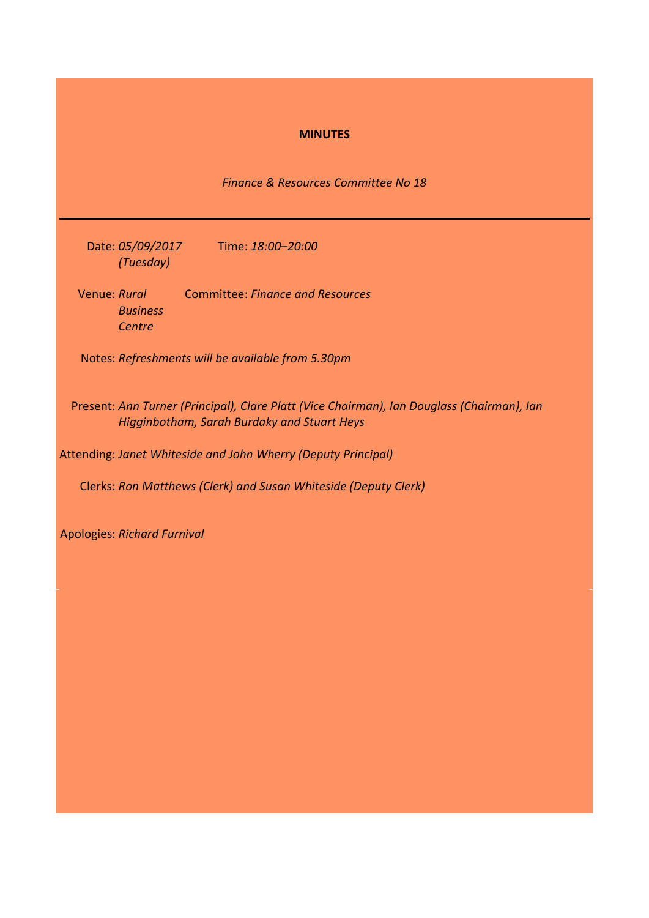**MINUTES**

*Finance & Resources Committee No 18*

---

Date: *05/09/2017 (Tuesday)*  Time: *18:00–20:00*

Venue: *Rural Business Centre*  Committee: *Finance and Resources*

Notes: *Refreshments will be available from 5.30pm*

Present: *Ann Turner (Principal), Clare Platt (Vice Chairman), Ian Douglass (Chairman), Ian Higginbotham, Sarah Burdaky and Stuart Heys*

Attending: *Janet Whiteside and John Wherry (Deputy Principal)*

Clerks: *Ron Matthews (Clerk) and Susan Whiteside (Deputy Clerk)*

Apologies: *Richard Furnival*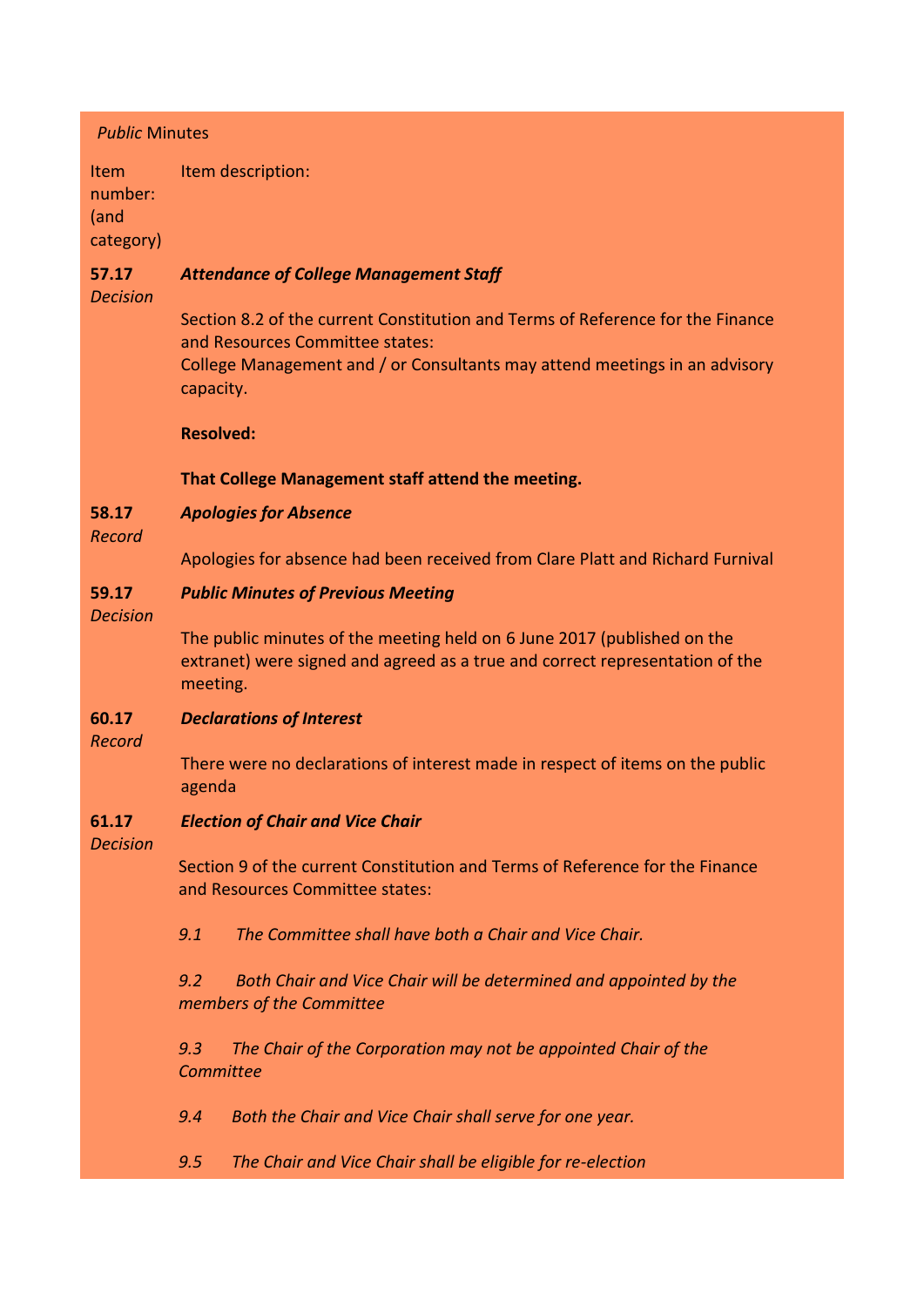*Public* Minutes

| Item number: (and category) | Item description: |
|---|---|
| **57.17** *Decision* | ***Attendance of College Management Staff***<br><br>Section 8.2 of the current Constitution and Terms of Reference for the Finance and Resources Committee states:<br>College Management and / or Consultants may attend meetings in an advisory capacity.<br><br>**Resolved:**<br><br>**That College Management staff attend the meeting.** |
| **58.17** *Record* | ***Apologies for Absence***<br><br>Apologies for absence had been received from Clare Platt and Richard Furnival |
| **59.17** *Decision* | ***Public Minutes of Previous Meeting***<br><br>The public minutes of the meeting held on 6 June 2017 (published on the extranet) were signed and agreed as a true and correct representation of the meeting. |
| **60.17** *Record* | ***Declarations of Interest***<br><br>There were no declarations of interest made in respect of items on the public agenda |
| **61.17** *Decision* | ***Election of Chair and Vice Chair***<br><br>Section 9 of the current Constitution and Terms of Reference for the Finance and Resources Committee states:<br><br>*9.1 The Committee shall have both a Chair and Vice Chair.*<br><br>*9.2 Both Chair and Vice Chair will be determined and appointed by the members of the Committee*<br><br>*9.3 The Chair of the Corporation may not be appointed Chair of the Committee*<br><br>*9.4 Both the Chair and Vice Chair shall serve for one year.*<br><br>*9.5 The Chair and Vice Chair shall be eligible for re-election* |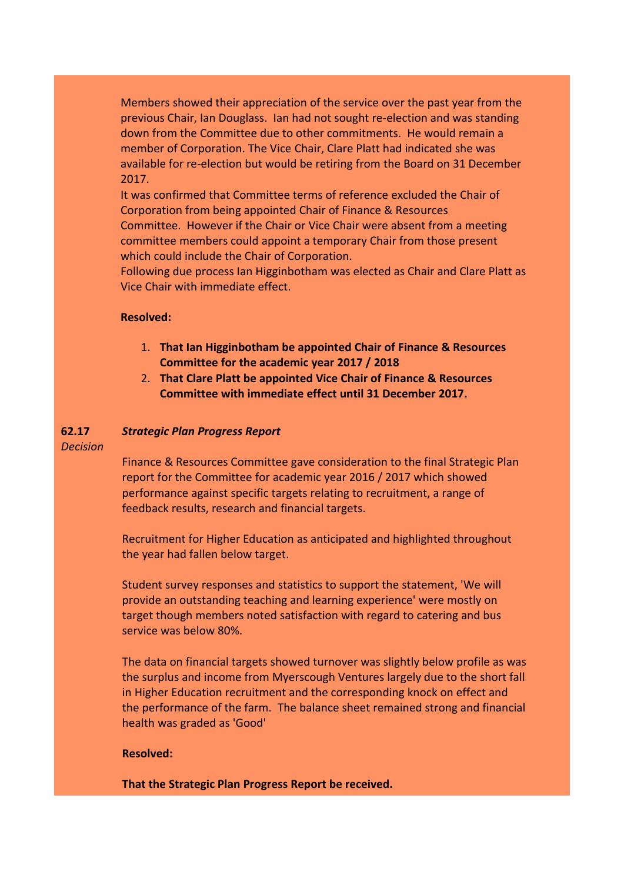Members showed their appreciation of the service over the past year from the previous Chair, Ian Douglass. Ian had not sought re-election and was standing down from the Committee due to other commitments. He would remain a member of Corporation. The Vice Chair, Clare Platt had indicated she was available for re-election but would be retiring from the Board on 31 December 2017.

It was confirmed that Committee terms of reference excluded the Chair of Corporation from being appointed Chair of Finance & Resources Committee. However if the Chair or Vice Chair were absent from a meeting committee members could appoint a temporary Chair from those present which could include the Chair of Corporation.

Following due process Ian Higginbotham was elected as Chair and Clare Platt as Vice Chair with immediate effect.

**Resolved:**

1. **That Ian Higginbotham be appointed Chair of Finance & Resources Committee for the academic year 2017 / 2018**
2. **That Clare Platt be appointed Vice Chair of Finance & Resources Committee with immediate effect until 31 December 2017.**

**62.17** *Decision*

***Strategic Plan Progress Report***

Finance & Resources Committee gave consideration to the final Strategic Plan report for the Committee for academic year 2016 / 2017 which showed performance against specific targets relating to recruitment, a range of feedback results, research and financial targets.

Recruitment for Higher Education as anticipated and highlighted throughout the year had fallen below target.

Student survey responses and statistics to support the statement, 'We will provide an outstanding teaching and learning experience' were mostly on target though members noted satisfaction with regard to catering and bus service was below 80%.

The data on financial targets showed turnover was slightly below profile as was the surplus and income from Myerscough Ventures largely due to the short fall in Higher Education recruitment and the corresponding knock on effect and the performance of the farm. The balance sheet remained strong and financial health was graded as 'Good'

**Resolved:**

**That the Strategic Plan Progress Report be received.**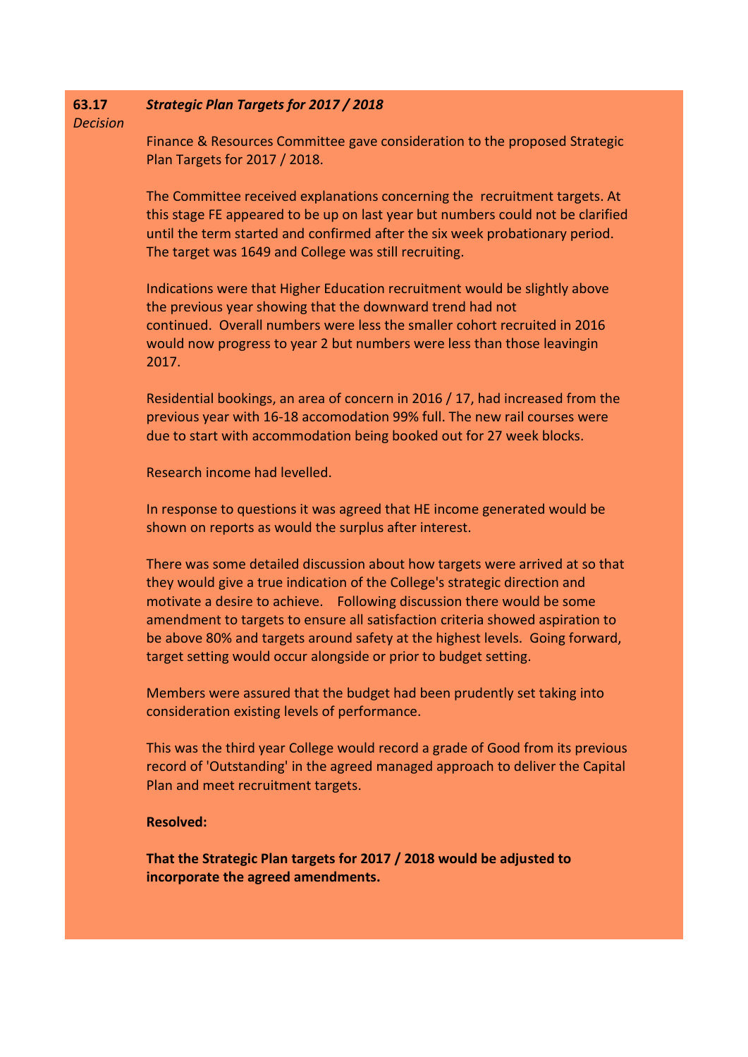**63.17** *Decision*

***Strategic Plan Targets for 2017 / 2018***

Finance & Resources Committee gave consideration to the proposed Strategic Plan Targets for 2017 / 2018.

The Committee received explanations concerning the recruitment targets. At this stage FE appeared to be up on last year but numbers could not be clarified until the term started and confirmed after the six week probationary period. The target was 1649 and College was still recruiting.

Indications were that Higher Education recruitment would be slightly above the previous year showing that the downward trend had not continued. Overall numbers were less the smaller cohort recruited in 2016 would now progress to year 2 but numbers were less than those leavingin 2017.

Residential bookings, an area of concern in 2016 / 17, had increased from the previous year with 16-18 accomodation 99% full. The new rail courses were due to start with accommodation being booked out for 27 week blocks.

Research income had levelled.

In response to questions it was agreed that HE income generated would be shown on reports as would the surplus after interest.

There was some detailed discussion about how targets were arrived at so that they would give a true indication of the College's strategic direction and motivate a desire to achieve. Following discussion there would be some amendment to targets to ensure all satisfaction criteria showed aspiration to be above 80% and targets around safety at the highest levels. Going forward, target setting would occur alongside or prior to budget setting.

Members were assured that the budget had been prudently set taking into consideration existing levels of performance.

This was the third year College would record a grade of Good from its previous record of 'Outstanding' in the agreed managed approach to deliver the Capital Plan and meet recruitment targets.

**Resolved:**

**That the Strategic Plan targets for 2017 / 2018 would be adjusted to incorporate the agreed amendments.**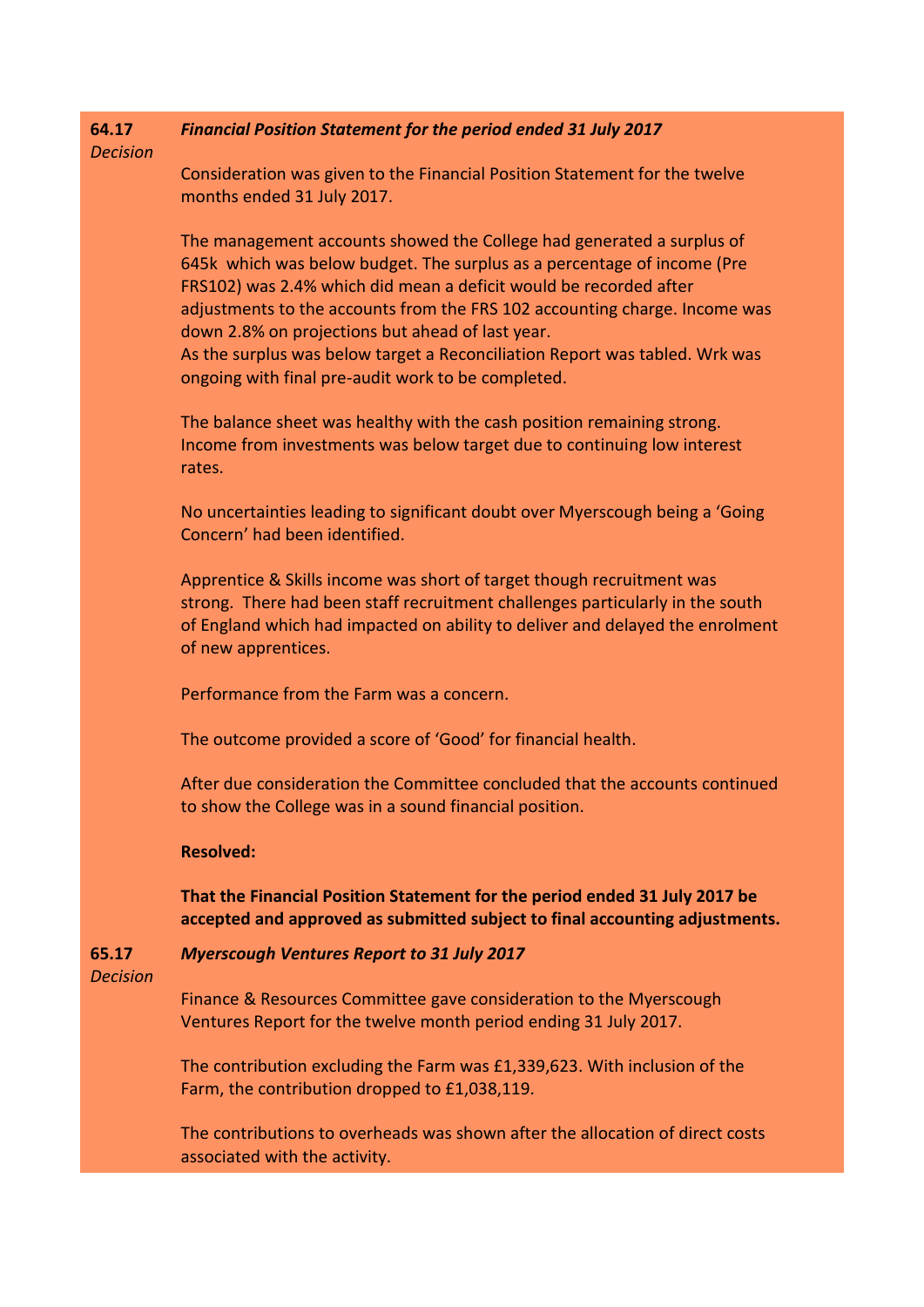**64.17** *Decision*

***Financial Position Statement for the period ended 31 July 2017***

Consideration was given to the Financial Position Statement for the twelve months ended 31 July 2017.

The management accounts showed the College had generated a surplus of 645k which was below budget. The surplus as a percentage of income (Pre FRS102) was 2.4% which did mean a deficit would be recorded after adjustments to the accounts from the FRS 102 accounting charge. Income was down 2.8% on projections but ahead of last year.
As the surplus was below target a Reconciliation Report was tabled. Wrk was ongoing with final pre-audit work to be completed.

The balance sheet was healthy with the cash position remaining strong. Income from investments was below target due to continuing low interest rates.

No uncertainties leading to significant doubt over Myerscough being a 'Going Concern' had been identified.

Apprentice & Skills income was short of target though recruitment was strong. There had been staff recruitment challenges particularly in the south of England which had impacted on ability to deliver and delayed the enrolment of new apprentices.

Performance from the Farm was a concern.

The outcome provided a score of 'Good' for financial health.

After due consideration the Committee concluded that the accounts continued to show the College was in a sound financial position.

**Resolved:**

**That the Financial Position Statement for the period ended 31 July 2017 be accepted and approved as submitted subject to final accounting adjustments.**

**65.17** *Decision*

***Myerscough Ventures Report to 31 July 2017***

Finance & Resources Committee gave consideration to the Myerscough Ventures Report for the twelve month period ending 31 July 2017.

The contribution excluding the Farm was £1,339,623. With inclusion of the Farm, the contribution dropped to £1,038,119.

The contributions to overheads was shown after the allocation of direct costs associated with the activity.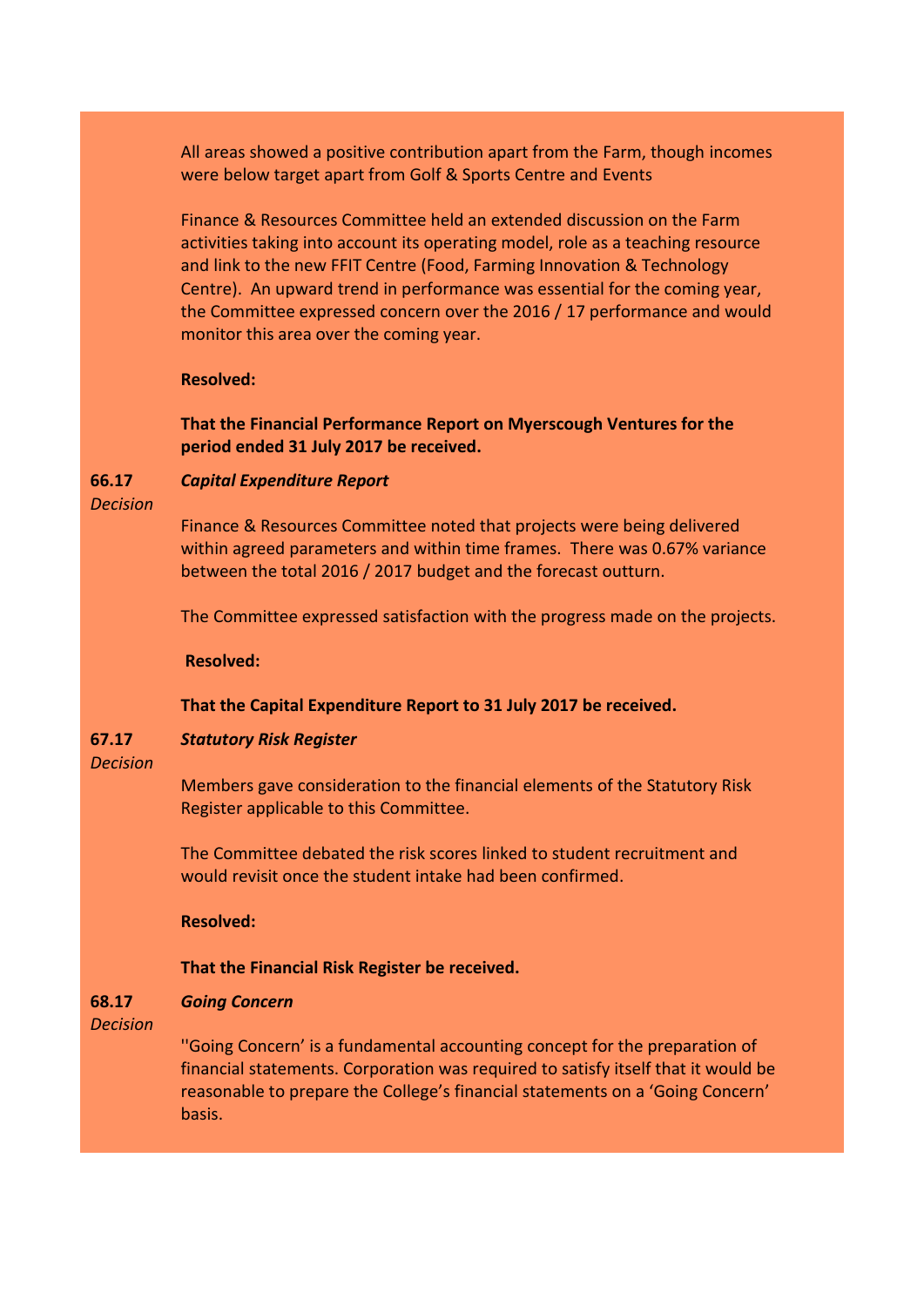All areas showed a positive contribution apart from the Farm, though incomes were below target apart from Golf & Sports Centre and Events

Finance & Resources Committee held an extended discussion on the Farm activities taking into account its operating model, role as a teaching resource and link to the new FFIT Centre (Food, Farming Innovation & Technology Centre). An upward trend in performance was essential for the coming year, the Committee expressed concern over the 2016 / 17 performance and would monitor this area over the coming year.

**Resolved:**

**That the Financial Performance Report on Myerscough Ventures for the period ended 31 July 2017 be received.**

**66.17** ***Capital Expenditure Report***

*Decision*

Finance & Resources Committee noted that projects were being delivered within agreed parameters and within time frames. There was 0.67% variance between the total 2016 / 2017 budget and the forecast outturn.

The Committee expressed satisfaction with the progress made on the projects.

**Resolved:**

**That the Capital Expenditure Report to 31 July 2017 be received.**

**67.17** ***Statutory Risk Register***

*Decision*

Members gave consideration to the financial elements of the Statutory Risk Register applicable to this Committee.

The Committee debated the risk scores linked to student recruitment and would revisit once the student intake had been confirmed.

**Resolved:**

**That the Financial Risk Register be received.**

**68.17** ***Going Concern***

*Decision*

''Going Concern' is a fundamental accounting concept for the preparation of financial statements. Corporation was required to satisfy itself that it would be reasonable to prepare the College's financial statements on a 'Going Concern' basis.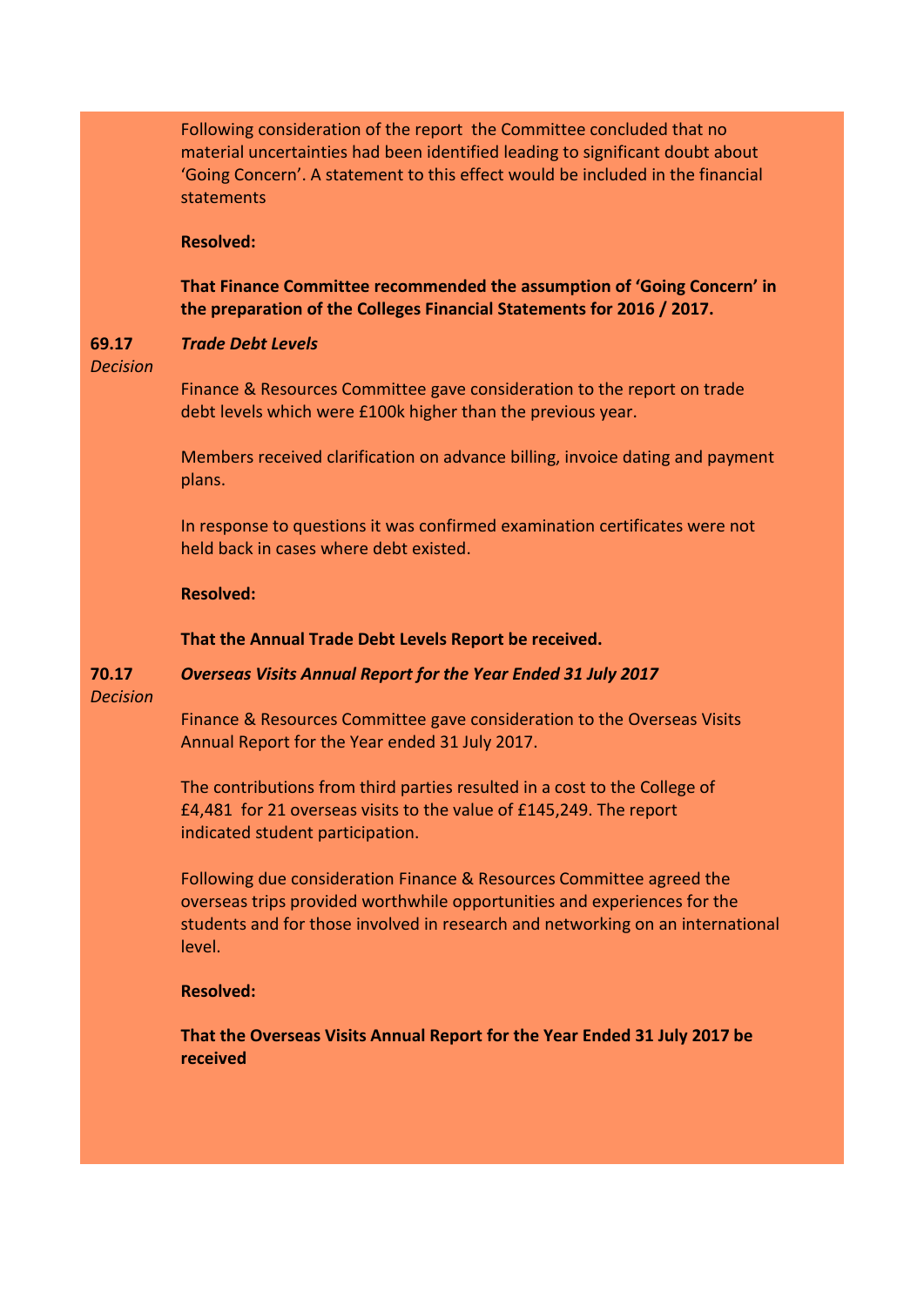Following consideration of the report the Committee concluded that no material uncertainties had been identified leading to significant doubt about 'Going Concern'. A statement to this effect would be included in the financial statements

**Resolved:**

**That Finance Committee recommended the assumption of 'Going Concern' in the preparation of the Colleges Financial Statements for 2016 / 2017.**

**69.17** *Decision*

***Trade Debt Levels***

Finance & Resources Committee gave consideration to the report on trade debt levels which were £100k higher than the previous year.

Members received clarification on advance billing, invoice dating and payment plans.

In response to questions it was confirmed examination certificates were not held back in cases where debt existed.

**Resolved:**

**That the Annual Trade Debt Levels Report be received.**

**70.17** *Decision*

***Overseas Visits Annual Report for the Year Ended 31 July 2017***

Finance & Resources Committee gave consideration to the Overseas Visits Annual Report for the Year ended 31 July 2017.

The contributions from third parties resulted in a cost to the College of £4,481 for 21 overseas visits to the value of £145,249. The report indicated student participation.

Following due consideration Finance & Resources Committee agreed the overseas trips provided worthwhile opportunities and experiences for the students and for those involved in research and networking on an international level.

**Resolved:**

**That the Overseas Visits Annual Report for the Year Ended 31 July 2017 be received**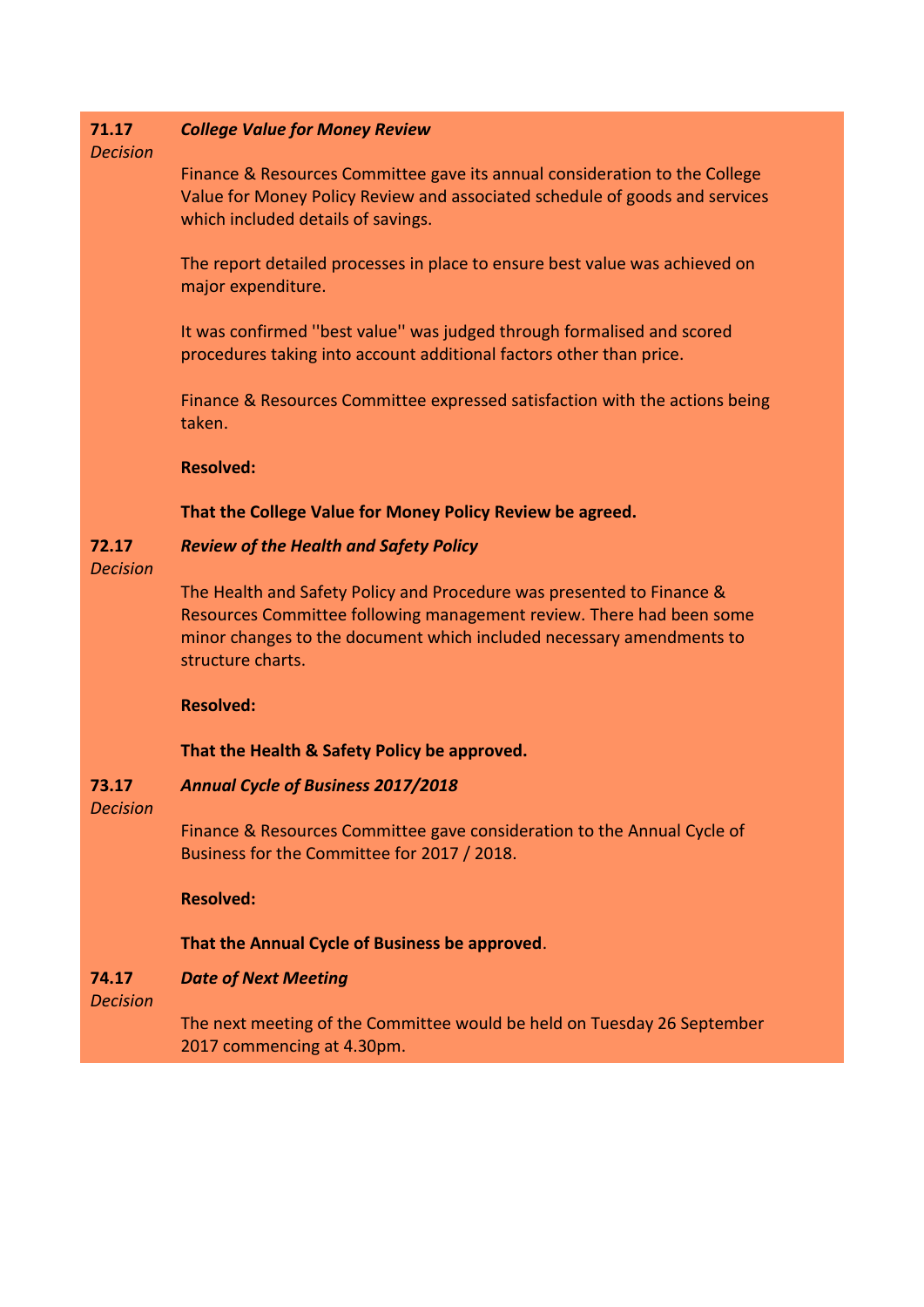**71.17** *Decision*

***College Value for Money Review***

Finance & Resources Committee gave its annual consideration to the College Value for Money Policy Review and associated schedule of goods and services which included details of savings.

The report detailed processes in place to ensure best value was achieved on major expenditure.

It was confirmed ''best value'' was judged through formalised and scored procedures taking into account additional factors other than price.

Finance & Resources Committee expressed satisfaction with the actions being taken.

**Resolved:**

**That the College Value for Money Policy Review be agreed.**

**72.17** *Decision*

***Review of the Health and Safety Policy***

The Health and Safety Policy and Procedure was presented to Finance & Resources Committee following management review. There had been some minor changes to the document which included necessary amendments to structure charts.

**Resolved:**

**That the Health & Safety Policy be approved.**

**73.17** *Decision*

***Annual Cycle of Business 2017/2018***

Finance & Resources Committee gave consideration to the Annual Cycle of Business for the Committee for 2017 / 2018.

**Resolved:**

**That the Annual Cycle of Business be approved**.

**74.17** *Decision*

***Date of Next Meeting***

The next meeting of the Committee would be held on Tuesday 26 September 2017 commencing at 4.30pm.